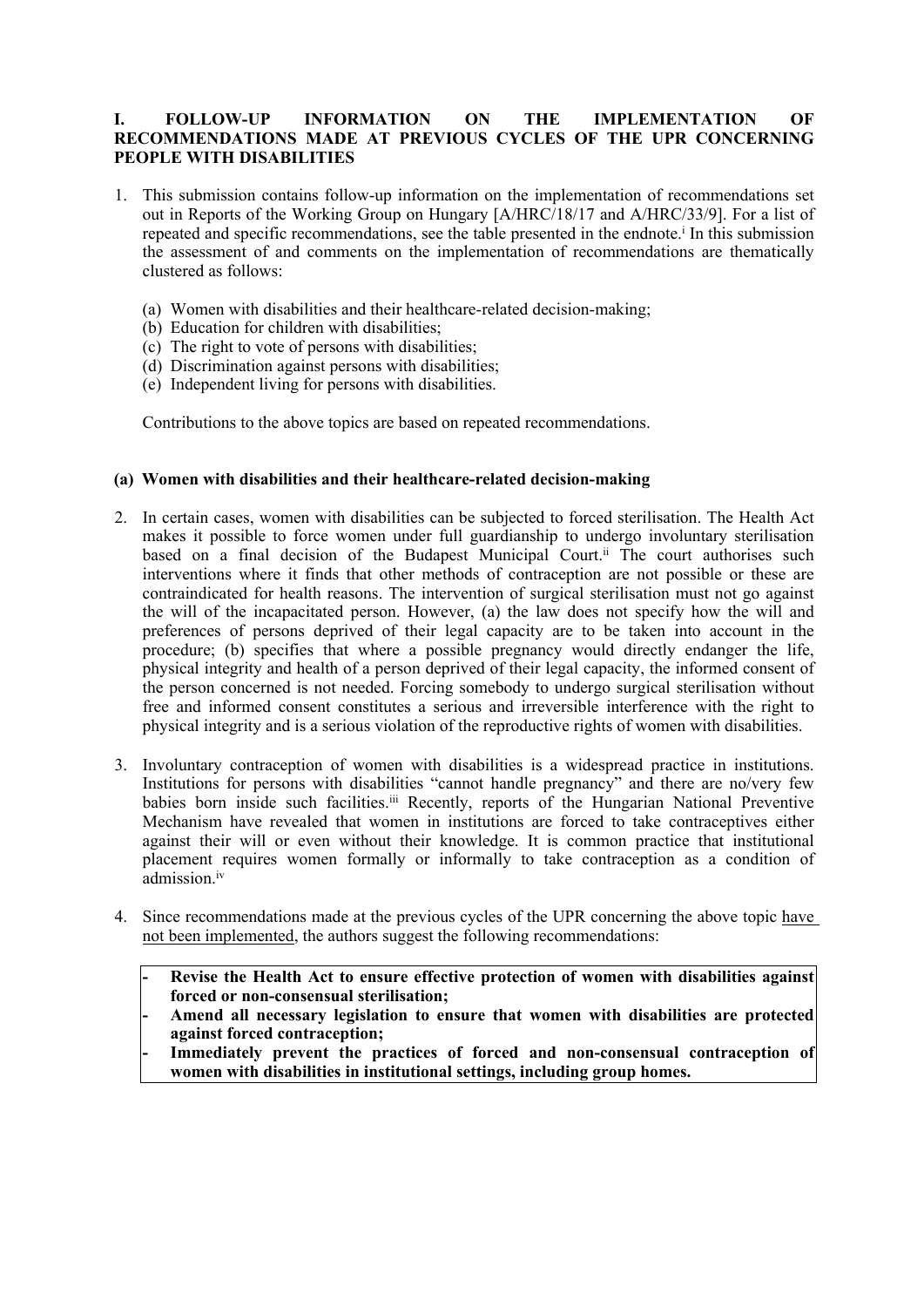## I. FOLLOW-UP INFORMATION ON THE IMPLEMENTATION OF RECOMMENDATIONS MADE AT PREVIOUS CYCLES OF THE UPR CONCERNING PEOPLE WITH DISABILITIES

1. This submission contains follow-up information on the implementation of recommendations set out in Reports of the Working Group on Hungary [A/HRC/18/17 and A/HRC/33/9]. For a list of repeated and specific recommendations, see the table presented in the endnote.[i] In this submission the assessment of and comments on the implementation of recommendations are thematically clustered as follows:

   (a) Women with disabilities and their healthcare-related decision-making;
   (b) Education for children with disabilities;
   (c) The right to vote of persons with disabilities;
   (d) Discrimination against persons with disabilities;
   (e) Independent living for persons with disabilities.

   Contributions to the above topics are based on repeated recommendations.

### (a) Women with disabilities and their healthcare-related decision-making

2. In certain cases, women with disabilities can be subjected to forced sterilisation. The Health Act makes it possible to force women under full guardianship to undergo involuntary sterilisation based on a final decision of the Budapest Municipal Court.[ii] The court authorises such interventions where it finds that other methods of contraception are not possible or these are contraindicated for health reasons. The intervention of surgical sterilisation must not go against the will of the incapacitated person. However, (a) the law does not specify how the will and preferences of persons deprived of their legal capacity are to be taken into account in the procedure; (b) specifies that where a possible pregnancy would directly endanger the life, physical integrity and health of a person deprived of their legal capacity, the informed consent of the person concerned is not needed. Forcing somebody to undergo surgical sterilisation without free and informed consent constitutes a serious and irreversible interference with the right to physical integrity and is a serious violation of the reproductive rights of women with disabilities.

3. Involuntary contraception of women with disabilities is a widespread practice in institutions. Institutions for persons with disabilities "cannot handle pregnancy" and there are no/very few babies born inside such facilities.[iii] Recently, reports of the Hungarian National Preventive Mechanism have revealed that women in institutions are forced to take contraceptives either against their will or even without their knowledge. It is common practice that institutional placement requires women formally or informally to take contraception as a condition of admission.[iv]

4. Since recommendations made at the previous cycles of the UPR concerning the above topic <u>have not been implemented</u>, the authors suggest the following recommendations:

   - **Revise the Health Act to ensure effective protection of women with disabilities against forced or non-consensual sterilisation;**
   - **Amend all necessary legislation to ensure that women with disabilities are protected against forced contraception;**
   - **Immediately prevent the practices of forced and non-consensual contraception of women with disabilities in institutional settings, including group homes.**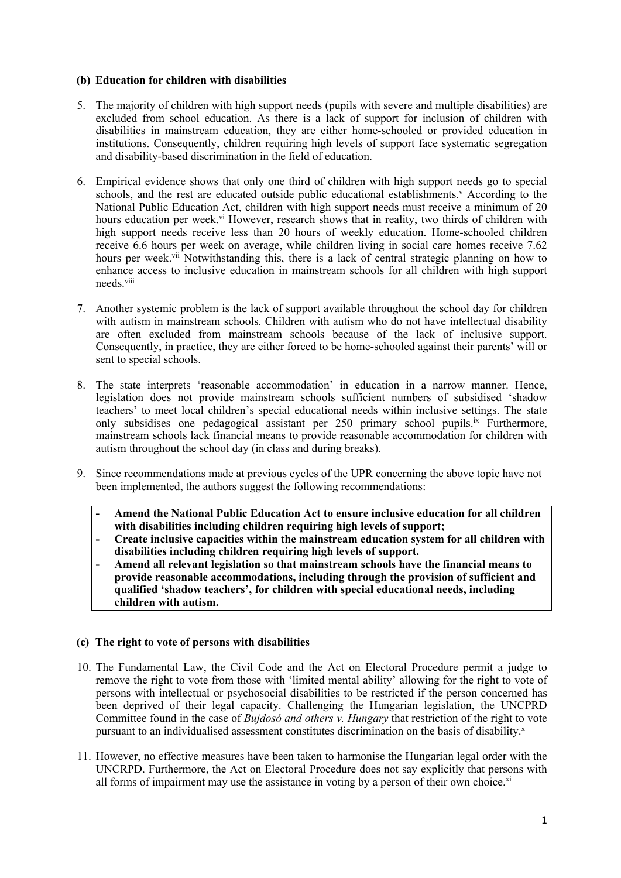**(b) Education for children with disabilities**

5. The majority of children with high support needs (pupils with severe and multiple disabilities) are excluded from school education. As there is a lack of support for inclusion of children with disabilities in mainstream education, they are either home-schooled or provided education in institutions. Consequently, children requiring high levels of support face systematic segregation and disability-based discrimination in the field of education.

6. Empirical evidence shows that only one third of children with high support needs go to special schools, and the rest are educated outside public educational establishments.[v] According to the National Public Education Act, children with high support needs must receive a minimum of 20 hours education per week.[vi] However, research shows that in reality, two thirds of children with high support needs receive less than 20 hours of weekly education. Home-schooled children receive 6.6 hours per week on average, while children living in social care homes receive 7.62 hours per week.[vii] Notwithstanding this, there is a lack of central strategic planning on how to enhance access to inclusive education in mainstream schools for all children with high support needs.[viii]

7. Another systemic problem is the lack of support available throughout the school day for children with autism in mainstream schools. Children with autism who do not have intellectual disability are often excluded from mainstream schools because of the lack of inclusive support. Consequently, in practice, they are either forced to be home-schooled against their parents' will or sent to special schools.

8. The state interprets 'reasonable accommodation' in education in a narrow manner. Hence, legislation does not provide mainstream schools sufficient numbers of subsidised 'shadow teachers' to meet local children's special educational needs within inclusive settings. The state only subsidises one pedagogical assistant per 250 primary school pupils.[ix] Furthermore, mainstream schools lack financial means to provide reasonable accommodation for children with autism throughout the school day (in class and during breaks).

9. Since recommendations made at previous cycles of the UPR concerning the above topic have not been implemented, the authors suggest the following recommendations:

- **Amend the National Public Education Act to ensure inclusive education for all children with disabilities including children requiring high levels of support;**
- **Create inclusive capacities within the mainstream education system for all children with disabilities including children requiring high levels of support.**
- **Amend all relevant legislation so that mainstream schools have the financial means to provide reasonable accommodations, including through the provision of sufficient and qualified 'shadow teachers', for children with special educational needs, including children with autism.**

**(c) The right to vote of persons with disabilities**

10. The Fundamental Law, the Civil Code and the Act on Electoral Procedure permit a judge to remove the right to vote from those with 'limited mental ability' allowing for the right to vote of persons with intellectual or psychosocial disabilities to be restricted if the person concerned has been deprived of their legal capacity. Challenging the Hungarian legislation, the UNCPRD Committee found in the case of *Bujdosó and others v. Hungary* that restriction of the right to vote pursuant to an individualised assessment constitutes discrimination on the basis of disability.[x]

11. However, no effective measures have been taken to harmonise the Hungarian legal order with the UNCRPD. Furthermore, the Act on Electoral Procedure does not say explicitly that persons with all forms of impairment may use the assistance in voting by a person of their own choice.[xi]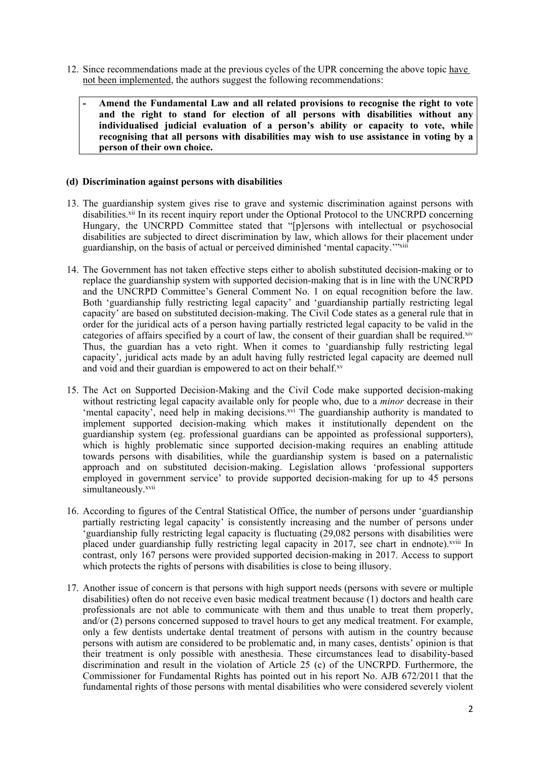12. Since recommendations made at the previous cycles of the UPR concerning the above topic have not been implemented, the authors suggest the following recommendations:

- **Amend the Fundamental Law and all related provisions to recognise the right to vote and the right to stand for election of all persons with disabilities without any individualised judicial evaluation of a person's ability or capacity to vote, while recognising that all persons with disabilities may wish to use assistance in voting by a person of their own choice.**

### (d) Discrimination against persons with disabilities

13. The guardianship system gives rise to grave and systemic discrimination against persons with disabilities.[xii] In its recent inquiry report under the Optional Protocol to the UNCRPD concerning Hungary, the UNCRPD Committee stated that "[p]ersons with intellectual or psychosocial disabilities are subjected to direct discrimination by law, which allows for their placement under guardianship, on the basis of actual or perceived diminished 'mental capacity.'"[xiii]

14. The Government has not taken effective steps either to abolish substituted decision-making or to replace the guardianship system with supported decision-making that is in line with the UNCRPD and the UNCRPD Committee's General Comment No. 1 on equal recognition before the law. Both 'guardianship fully restricting legal capacity' and 'guardianship partially restricting legal capacity' are based on substituted decision-making. The Civil Code states as a general rule that in order for the juridical acts of a person having partially restricted legal capacity to be valid in the categories of affairs specified by a court of law, the consent of their guardian shall be required.[xiv] Thus, the guardian has a veto right. When it comes to 'guardianship fully restricting legal capacity', juridical acts made by an adult having fully restricted legal capacity are deemed null and void and their guardian is empowered to act on their behalf.[xv]

15. The Act on Supported Decision-Making and the Civil Code make supported decision-making without restricting legal capacity available only for people who, due to a *minor* decrease in their 'mental capacity', need help in making decisions.[xvi] The guardianship authority is mandated to implement supported decision-making which makes it institutionally dependent on the guardianship system (eg. professional guardians can be appointed as professional supporters), which is highly problematic since supported decision-making requires an enabling attitude towards persons with disabilities, while the guardianship system is based on a paternalistic approach and on substituted decision-making. Legislation allows 'professional supporters employed in government service' to provide supported decision-making for up to 45 persons simultaneously.[xvii]

16. According to figures of the Central Statistical Office, the number of persons under 'guardianship partially restricting legal capacity' is consistently increasing and the number of persons under 'guardianship fully restricting legal capacity is fluctuating (29,082 persons with disabilities were placed under guardianship fully restricting legal capacity in 2017, see chart in endnote).[xviii] In contrast, only 167 persons were provided supported decision-making in 2017. Access to support which protects the rights of persons with disabilities is close to being illusory.

17. Another issue of concern is that persons with high support needs (persons with severe or multiple disabilities) often do not receive even basic medical treatment because (1) doctors and health care professionals are not able to communicate with them and thus unable to treat them properly, and/or (2) persons concerned supposed to travel hours to get any medical treatment. For example, only a few dentists undertake dental treatment of persons with autism in the country because persons with autism are considered to be problematic and, in many cases, dentists' opinion is that their treatment is only possible with anesthesia. These circumstances lead to disability-based discrimination and result in the violation of Article 25 (c) of the UNCRPD. Furthermore, the Commissioner for Fundamental Rights has pointed out in his report No. AJB 672/2011 that the fundamental rights of those persons with mental disabilities who were considered severely violent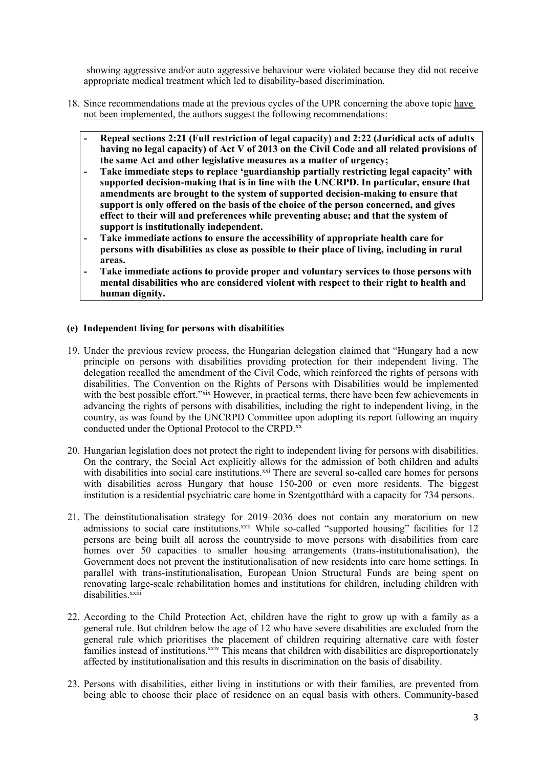showing aggressive and/or auto aggressive behaviour were violated because they did not receive appropriate medical treatment which led to disability-based discrimination.

18. Since recommendations made at the previous cycles of the UPR concerning the above topic have not been implemented, the authors suggest the following recommendations:

- **Repeal sections 2:21 (Full restriction of legal capacity) and 2:22 (Juridical acts of adults having no legal capacity) of Act V of 2013 on the Civil Code and all related provisions of the same Act and other legislative measures as a matter of urgency;**
- **Take immediate steps to replace 'guardianship partially restricting legal capacity' with supported decision-making that is in line with the UNCRPD. In particular, ensure that amendments are brought to the system of supported decision-making to ensure that support is only offered on the basis of the choice of the person concerned, and gives effect to their will and preferences while preventing abuse; and that the system of support is institutionally independent.**
- **Take immediate actions to ensure the accessibility of appropriate health care for persons with disabilities as close as possible to their place of living, including in rural areas.**
- **Take immediate actions to provide proper and voluntary services to those persons with mental disabilities who are considered violent with respect to their right to health and human dignity.**

### (e) Independent living for persons with disabilities

19. Under the previous review process, the Hungarian delegation claimed that "Hungary had a new principle on persons with disabilities providing protection for their independent living. The delegation recalled the amendment of the Civil Code, which reinforced the rights of persons with disabilities. The Convention on the Rights of Persons with Disabilities would be implemented with the best possible effort."[xix] However, in practical terms, there have been few achievements in advancing the rights of persons with disabilities, including the right to independent living, in the country, as was found by the UNCRPD Committee upon adopting its report following an inquiry conducted under the Optional Protocol to the CRPD.[xx]

20. Hungarian legislation does not protect the right to independent living for persons with disabilities. On the contrary, the Social Act explicitly allows for the admission of both children and adults with disabilities into social care institutions.[xxi] There are several so-called care homes for persons with disabilities across Hungary that house 150-200 or even more residents. The biggest institution is a residential psychiatric care home in Szentgotthárd with a capacity for 734 persons.

21. The deinstitutionalisation strategy for 2019–2036 does not contain any moratorium on new admissions to social care institutions.[xxii] While so-called "supported housing" facilities for 12 persons are being built all across the countryside to move persons with disabilities from care homes over 50 capacities to smaller housing arrangements (trans-institutionalisation), the Government does not prevent the institutionalisation of new residents into care home settings. In parallel with trans-institutionalisation, European Union Structural Funds are being spent on renovating large-scale rehabilitation homes and institutions for children, including children with disabilities.[xxiii]

22. According to the Child Protection Act, children have the right to grow up with a family as a general rule. But children below the age of 12 who have severe disabilities are excluded from the general rule which prioritises the placement of children requiring alternative care with foster families instead of institutions.[xxiv] This means that children with disabilities are disproportionately affected by institutionalisation and this results in discrimination on the basis of disability.

23. Persons with disabilities, either living in institutions or with their families, are prevented from being able to choose their place of residence on an equal basis with others. Community-based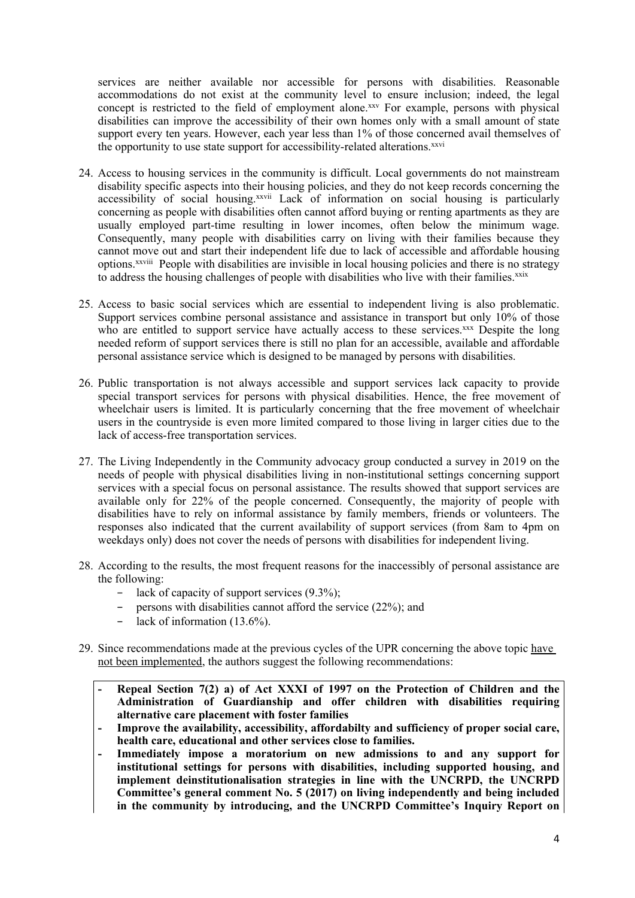services are neither available nor accessible for persons with disabilities. Reasonable accommodations do not exist at the community level to ensure inclusion; indeed, the legal concept is restricted to the field of employment alone.[xxv] For example, persons with physical disabilities can improve the accessibility of their own homes only with a small amount of state support every ten years. However, each year less than 1% of those concerned avail themselves of the opportunity to use state support for accessibility-related alterations.[xxvi]

24. Access to housing services in the community is difficult. Local governments do not mainstream disability specific aspects into their housing policies, and they do not keep records concerning the accessibility of social housing.[xxvii] Lack of information on social housing is particularly concerning as people with disabilities often cannot afford buying or renting apartments as they are usually employed part-time resulting in lower incomes, often below the minimum wage. Consequently, many people with disabilities carry on living with their families because they cannot move out and start their independent life due to lack of accessible and affordable housing options.[xxviii] People with disabilities are invisible in local housing policies and there is no strategy to address the housing challenges of people with disabilities who live with their families.[xxix]

25. Access to basic social services which are essential to independent living is also problematic. Support services combine personal assistance and assistance in transport but only 10% of those who are entitled to support service have actually access to these services.[xxx] Despite the long needed reform of support services there is still no plan for an accessible, available and affordable personal assistance service which is designed to be managed by persons with disabilities.

26. Public transportation is not always accessible and support services lack capacity to provide special transport services for persons with physical disabilities. Hence, the free movement of wheelchair users is limited. It is particularly concerning that the free movement of wheelchair users in the countryside is even more limited compared to those living in larger cities due to the lack of access-free transportation services.

27. The Living Independently in the Community advocacy group conducted a survey in 2019 on the needs of people with physical disabilities living in non-institutional settings concerning support services with a special focus on personal assistance. The results showed that support services are available only for 22% of the people concerned. Consequently, the majority of people with disabilities have to rely on informal assistance by family members, friends or volunteers. The responses also indicated that the current availability of support services (from 8am to 4pm on weekdays only) does not cover the needs of persons with disabilities for independent living.

28. According to the results, the most frequent reasons for the inaccessibly of personal assistance are the following:
    - lack of capacity of support services (9.3%);
    - persons with disabilities cannot afford the service (22%); and
    - lack of information (13.6%).

29. Since recommendations made at the previous cycles of the UPR concerning the above topic have not been implemented, the authors suggest the following recommendations:

- **Repeal Section 7(2) a) of Act XXXI of 1997 on the Protection of Children and the Administration of Guardianship and offer children with disabilities requiring alternative care placement with foster families**
- **Improve the availability, accessibility, affordabilty and sufficiency of proper social care, health care, educational and other services close to families.**
- **Immediately impose a moratorium on new admissions to and any support for institutional settings for persons with disabilities, including supported housing, and implement deinstitutionalisation strategies in line with the UNCRPD, the UNCRPD Committee's general comment No. 5 (2017) on living independently and being included in the community by introducing, and the UNCRPD Committee's Inquiry Report on**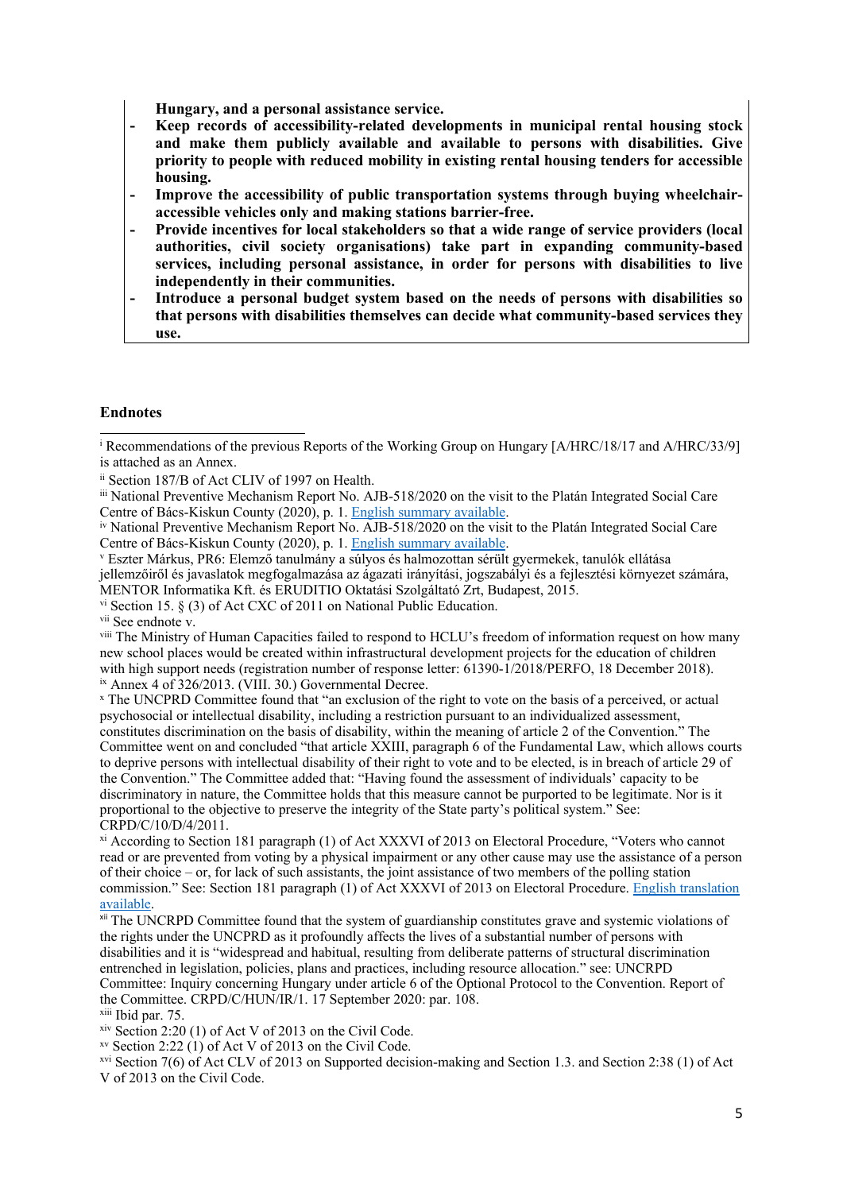**Hungary, and a personal assistance service.**

- **Keep records of accessibility-related developments in municipal rental housing stock and make them publicly available and available to persons with disabilities. Give priority to people with reduced mobility in existing rental housing tenders for accessible housing.**
- **Improve the accessibility of public transportation systems through buying wheelchair-accessible vehicles only and making stations barrier-free.**
- **Provide incentives for local stakeholders so that a wide range of service providers (local authorities, civil society organisations) take part in expanding community-based services, including personal assistance, in order for persons with disabilities to live independently in their communities.**
- **Introduce a personal budget system based on the needs of persons with disabilities so that persons with disabilities themselves can decide what community-based services they use.**

## Endnotes

[i] Recommendations of the previous Reports of the Working Group on Hungary [A/HRC/18/17 and A/HRC/33/9] is attached as an Annex.

[ii] Section 187/B of Act CLIV of 1997 on Health.

[iii] National Preventive Mechanism Report No. AJB-518/2020 on the visit to the Platán Integrated Social Care Centre of Bács-Kiskun County (2020), p. 1. English summary available.

[iv] National Preventive Mechanism Report No. AJB-518/2020 on the visit to the Platán Integrated Social Care Centre of Bács-Kiskun County (2020), p. 1. English summary available.

[v] Eszter Márkus, PR6: Elemző tanulmány a súlyos és halmozottan sérült gyermekek, tanulók ellátása jellemzőiről és javaslatok megfogalmazása az ágazati irányítási, jogszabályi és a fejlesztési környezet számára, MENTOR Informatika Kft. és ERUDITIO Oktatási Szolgáltató Zrt, Budapest, 2015.

[vi] Section 15. § (3) of Act CXC of 2011 on National Public Education.

[vii] See endnote v.

[viii] The Ministry of Human Capacities failed to respond to HCLU's freedom of information request on how many new school places would be created within infrastructural development projects for the education of children with high support needs (registration number of response letter: 61390-1/2018/PERFO, 18 December 2018).

[ix] Annex 4 of 326/2013. (VIII. 30.) Governmental Decree.

[x] The UNCPRD Committee found that "an exclusion of the right to vote on the basis of a perceived, or actual psychosocial or intellectual disability, including a restriction pursuant to an individualized assessment, constitutes discrimination on the basis of disability, within the meaning of article 2 of the Convention." The Committee went on and concluded "that article XXIII, paragraph 6 of the Fundamental Law, which allows courts to deprive persons with intellectual disability of their right to vote and to be elected, is in breach of article 29 of the Convention." The Committee added that: "Having found the assessment of individuals' capacity to be discriminatory in nature, the Committee holds that this measure cannot be purported to be legitimate. Nor is it proportional to the objective to preserve the integrity of the State party's political system." See: CRPD/C/10/D/4/2011.

[xi] According to Section 181 paragraph (1) of Act XXXVI of 2013 on Electoral Procedure, "Voters who cannot read or are prevented from voting by a physical impairment or any other cause may use the assistance of a person of their choice – or, for lack of such assistants, the joint assistance of two members of the polling station commission." See: Section 181 paragraph (1) of Act XXXVI of 2013 on Electoral Procedure. English translation available.

[xii] The UNCRPD Committee found that the system of guardianship constitutes grave and systemic violations of the rights under the UNCPRD as it profoundly affects the lives of a substantial number of persons with disabilities and it is "widespread and habitual, resulting from deliberate patterns of structural discrimination entrenched in legislation, policies, plans and practices, including resource allocation." see: UNCRPD Committee: Inquiry concerning Hungary under article 6 of the Optional Protocol to the Convention. Report of the Committee. CRPD/C/HUN/IR/1. 17 September 2020: par. 108.

[xiii] Ibid par. 75.

[xiv] Section 2:20 (1) of Act V of 2013 on the Civil Code.

[xv] Section 2:22 (1) of Act V of 2013 on the Civil Code.

[xvi] Section 7(6) of Act CLV of 2013 on Supported decision-making and Section 1.3. and Section 2:38 (1) of Act V of 2013 on the Civil Code.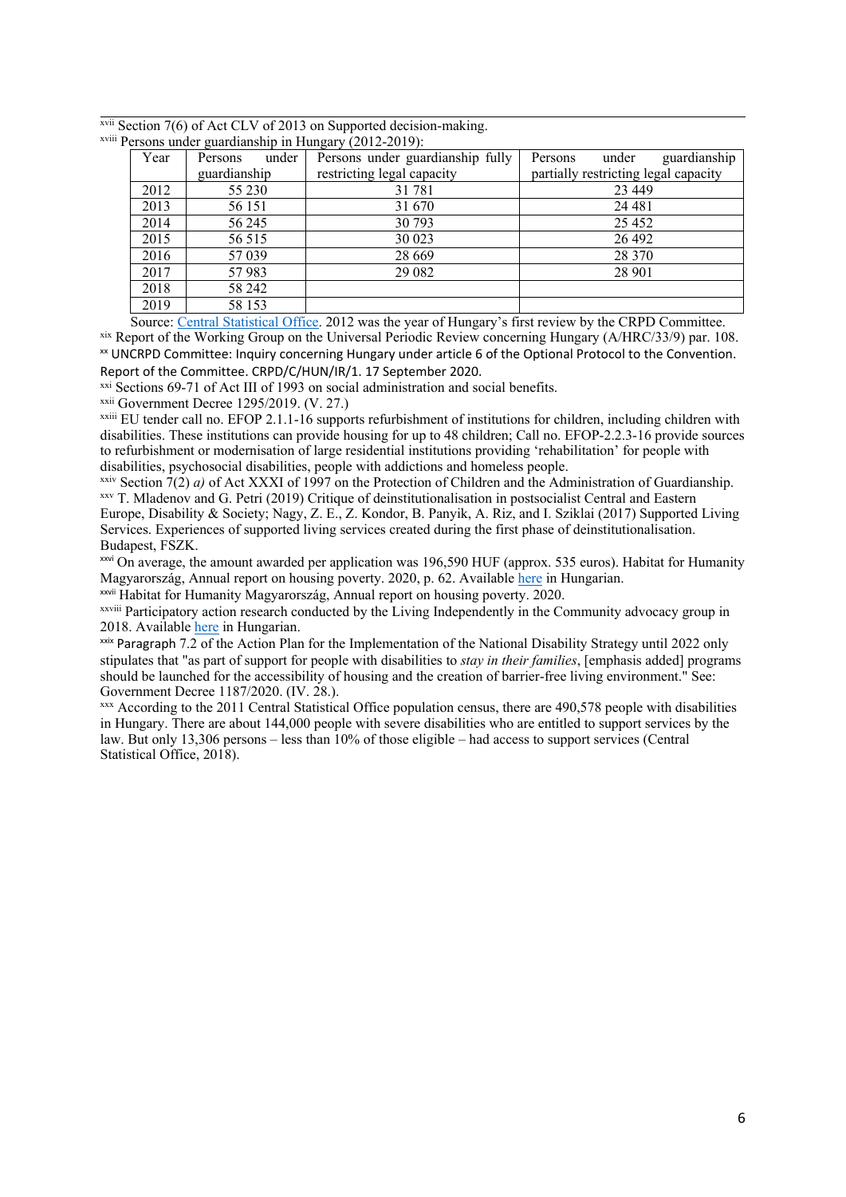[xvii] Section 7(6) of Act CLV of 2013 on Supported decision-making.

[xviii] Persons under guardianship in Hungary (2012-2019):

| Year | Persons under guardianship | Persons under guardianship fully restricting legal capacity | Persons under guardianship partially restricting legal capacity |
|---|---|---|---|
| 2012 | 55 230 | 31 781 | 23 449 |
| 2013 | 56 151 | 31 670 | 24 481 |
| 2014 | 56 245 | 30 793 | 25 452 |
| 2015 | 56 515 | 30 023 | 26 492 |
| 2016 | 57 039 | 28 669 | 28 370 |
| 2017 | 57 983 | 29 082 | 28 901 |
| 2018 | 58 242 | | |
| 2019 | 58 153 | | |

Source: Central Statistical Office. 2012 was the year of Hungary's first review by the CRPD Committee.

[xix] Report of the Working Group on the Universal Periodic Review concerning Hungary (A/HRC/33/9) par. 108.

[xx] UNCRPD Committee: Inquiry concerning Hungary under article 6 of the Optional Protocol to the Convention. Report of the Committee. CRPD/C/HUN/IR/1. 17 September 2020.

[xxi] Sections 69-71 of Act III of 1993 on social administration and social benefits.

[xxii] Government Decree 1295/2019. (V. 27.)

[xxiii] EU tender call no. EFOP 2.1.1-16 supports refurbishment of institutions for children, including children with disabilities. These institutions can provide housing for up to 48 children; Call no. EFOP-2.2.3-16 provide sources to refurbishment or modernisation of large residential institutions providing 'rehabilitation' for people with disabilities, psychosocial disabilities, people with addictions and homeless people.

[xxiv] Section 7(2) *a)* of Act XXXI of 1997 on the Protection of Children and the Administration of Guardianship.

[xxv] T. Mladenov and G. Petri (2019) Critique of deinstitutionalisation in postsocialist Central and Eastern Europe, Disability & Society; Nagy, Z. E., Z. Kondor, B. Panyik, A. Riz, and I. Sziklai (2017) Supported Living Services. Experiences of supported living services created during the first phase of deinstitutionalisation. Budapest, FSZK.

[xxvi] On average, the amount awarded per application was 196,590 HUF (approx. 535 euros). Habitat for Humanity Magyarország, Annual report on housing poverty. 2020, p. 62. Available here in Hungarian.

[xxvii] Habitat for Humanity Magyarország, Annual report on housing poverty. 2020.

[xxviii] Participatory action research conducted by the Living Independently in the Community advocacy group in 2018. Available here in Hungarian.

[xxix] Paragraph 7.2 of the Action Plan for the Implementation of the National Disability Strategy until 2022 only stipulates that "as part of support for people with disabilities to *stay in their families*, [emphasis added] programs should be launched for the accessibility of housing and the creation of barrier-free living environment." See: Government Decree 1187/2020. (IV. 28.).

[xxx] According to the 2011 Central Statistical Office population census, there are 490,578 people with disabilities in Hungary. There are about 144,000 people with severe disabilities who are entitled to support services by the law. But only 13,306 persons – less than 10% of those eligible – had access to support services (Central Statistical Office, 2018).